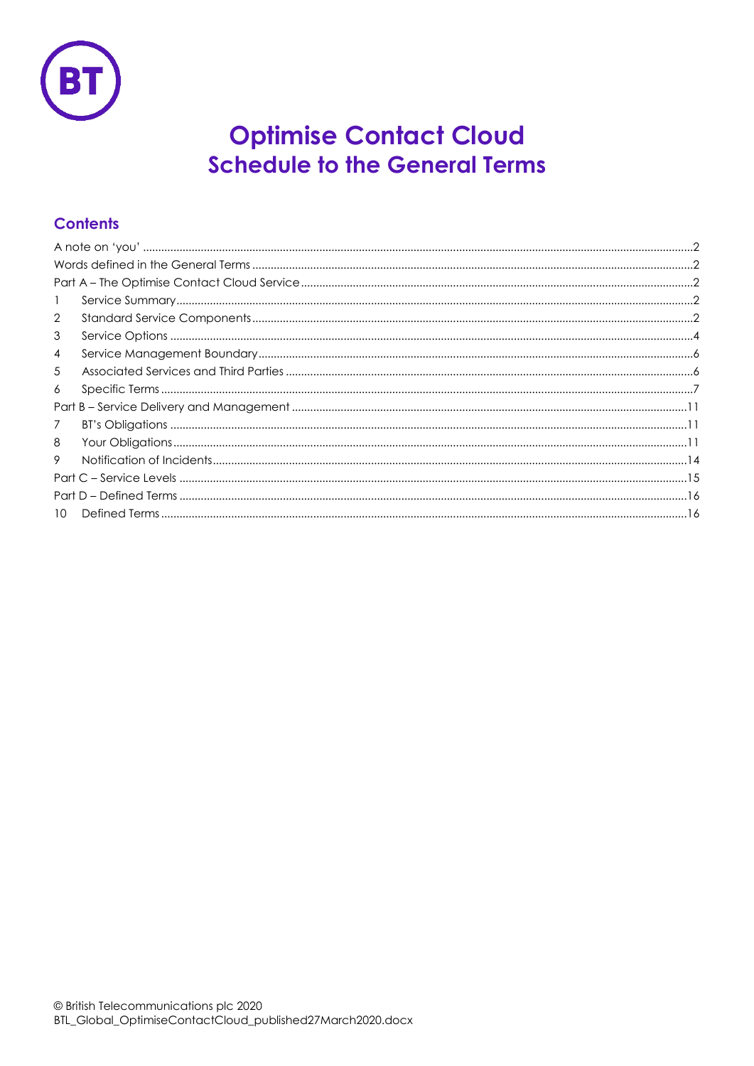# Optimise Contact Cloud
## Schedule to the General Terms

### Contents

A note on 'you' .....2
Words defined in the General Terms .....2
Part A – The Optimise Contact Cloud Service .....2
1 Service Summary .....2
2 Standard Service Components .....2
3 Service Options .....4
4 Service Management Boundary .....6
5 Associated Services and Third Parties .....6
6 Specific Terms .....7
Part B – Service Delivery and Management .....11
7 BT's Obligations .....11
8 Your Obligations .....11
9 Notification of Incidents .....14
Part C – Service Levels .....15
Part D – Defined Terms .....16
10 Defined Terms .....16

© British Telecommunications plc 2020
BTL_Global_OptimiseContactCloud_published27March2020.docx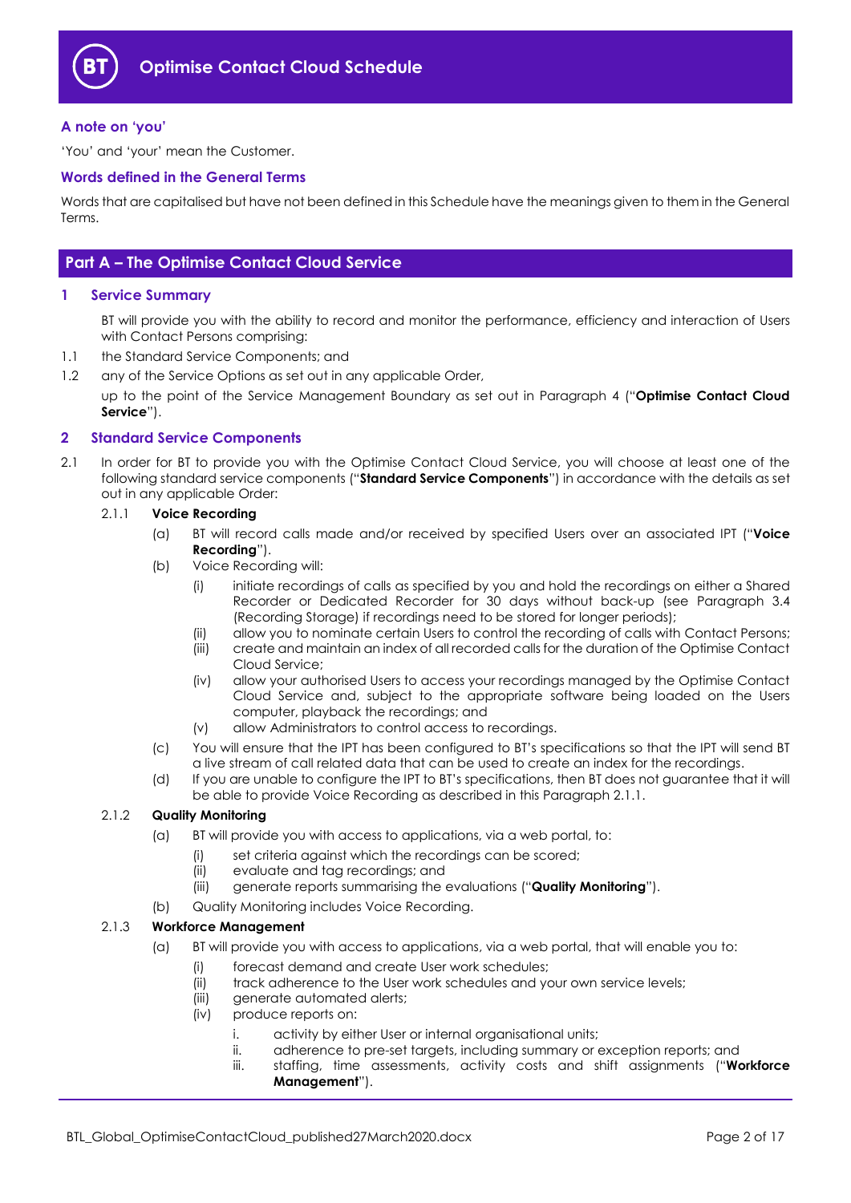# Optimise Contact Cloud Schedule

### A note on 'you'

'You' and 'your' mean the Customer.

### Words defined in the General Terms

Words that are capitalised but have not been defined in this Schedule have the meanings given to them in the General Terms.

## Part A – The Optimise Contact Cloud Service

### 1 Service Summary

BT will provide you with the ability to record and monitor the performance, efficiency and interaction of Users with Contact Persons comprising:

1.1 the Standard Service Components; and

1.2 any of the Service Options as set out in any applicable Order,

up to the point of the Service Management Boundary as set out in Paragraph 4 ("**Optimise Contact Cloud Service**").

### 2 Standard Service Components

2.1 In order for BT to provide you with the Optimise Contact Cloud Service, you will choose at least one of the following standard service components ("**Standard Service Components**") in accordance with the details as set out in any applicable Order:

2.1.1 **Voice Recording**

(a) BT will record calls made and/or received by specified Users over an associated IPT ("**Voice Recording**").

(b) Voice Recording will:

(i) initiate recordings of calls as specified by you and hold the recordings on either a Shared Recorder or Dedicated Recorder for 30 days without back-up (see Paragraph 3.4 (Recording Storage) if recordings need to be stored for longer periods);

(ii) allow you to nominate certain Users to control the recording of calls with Contact Persons;

(iii) create and maintain an index of all recorded calls for the duration of the Optimise Contact Cloud Service;

(iv) allow your authorised Users to access your recordings managed by the Optimise Contact Cloud Service and, subject to the appropriate software being loaded on the Users computer, playback the recordings; and

(v) allow Administrators to control access to recordings.

(c) You will ensure that the IPT has been configured to BT's specifications so that the IPT will send BT a live stream of call related data that can be used to create an index for the recordings.

(d) If you are unable to configure the IPT to BT's specifications, then BT does not guarantee that it will be able to provide Voice Recording as described in this Paragraph 2.1.1.

2.1.2 **Quality Monitoring**

(a) BT will provide you with access to applications, via a web portal, to:

(i) set criteria against which the recordings can be scored;

(ii) evaluate and tag recordings; and

(iii) generate reports summarising the evaluations ("**Quality Monitoring**").

(b) Quality Monitoring includes Voice Recording.

2.1.3 **Workforce Management**

(a) BT will provide you with access to applications, via a web portal, that will enable you to:

(i) forecast demand and create User work schedules;

(ii) track adherence to the User work schedules and your own service levels;

(iii) generate automated alerts;

(iv) produce reports on:

i. activity by either User or internal organisational units;

ii. adherence to pre-set targets, including summary or exception reports; and

iii. staffing, time assessments, activity costs and shift assignments ("**Workforce Management**").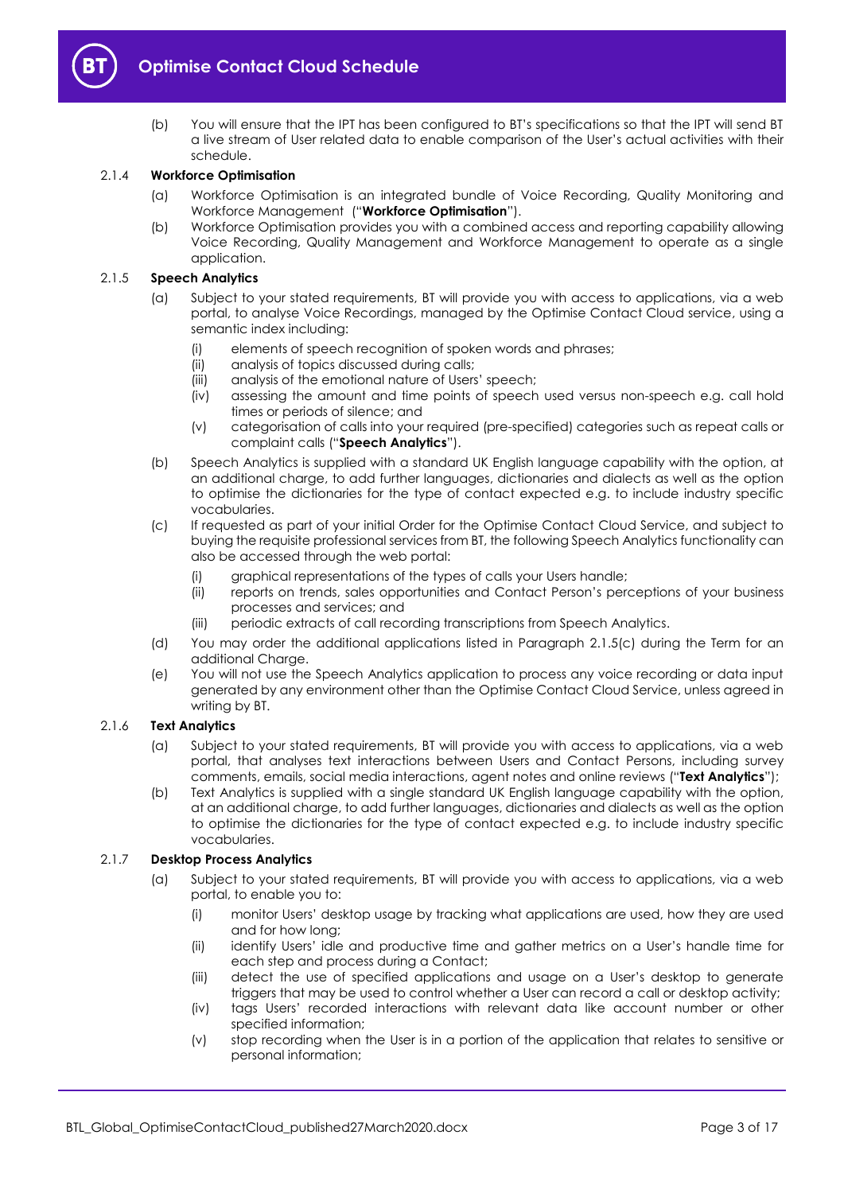(b) You will ensure that the IPT has been configured to BT's specifications so that the IPT will send BT a live stream of User related data to enable comparison of the User's actual activities with their schedule.

#### 2.1.4 Workforce Optimisation

(a) Workforce Optimisation is an integrated bundle of Voice Recording, Quality Monitoring and Workforce Management ("**Workforce Optimisation**").

(b) Workforce Optimisation provides you with a combined access and reporting capability allowing Voice Recording, Quality Management and Workforce Management to operate as a single application.

#### 2.1.5 Speech Analytics

(a) Subject to your stated requirements, BT will provide you with access to applications, via a web portal, to analyse Voice Recordings, managed by the Optimise Contact Cloud service, using a semantic index including:

   (i) elements of speech recognition of spoken words and phrases;
   (ii) analysis of topics discussed during calls;
   (iii) analysis of the emotional nature of Users' speech;
   (iv) assessing the amount and time points of speech used versus non-speech e.g. call hold times or periods of silence; and
   (v) categorisation of calls into your required (pre-specified) categories such as repeat calls or complaint calls ("**Speech Analytics**").

(b) Speech Analytics is supplied with a standard UK English language capability with the option, at an additional charge, to add further languages, dictionaries and dialects as well as the option to optimise the dictionaries for the type of contact expected e.g. to include industry specific vocabularies.

(c) If requested as part of your initial Order for the Optimise Contact Cloud Service, and subject to buying the requisite professional services from BT, the following Speech Analytics functionality can also be accessed through the web portal:

   (i) graphical representations of the types of calls your Users handle;
   (ii) reports on trends, sales opportunities and Contact Person's perceptions of your business processes and services; and
   (iii) periodic extracts of call recording transcriptions from Speech Analytics.

(d) You may order the additional applications listed in Paragraph 2.1.5(c) during the Term for an additional Charge.

(e) You will not use the Speech Analytics application to process any voice recording or data input generated by any environment other than the Optimise Contact Cloud Service, unless agreed in writing by BT.

#### 2.1.6 Text Analytics

(a) Subject to your stated requirements, BT will provide you with access to applications, via a web portal, that analyses text interactions between Users and Contact Persons, including survey comments, emails, social media interactions, agent notes and online reviews ("**Text Analytics**");

(b) Text Analytics is supplied with a single standard UK English language capability with the option, at an additional charge, to add further languages, dictionaries and dialects as well as the option to optimise the dictionaries for the type of contact expected e.g. to include industry specific vocabularies.

#### 2.1.7 Desktop Process Analytics

(a) Subject to your stated requirements, BT will provide you with access to applications, via a web portal, to enable you to:

   (i) monitor Users' desktop usage by tracking what applications are used, how they are used and for how long;
   (ii) identify Users' idle and productive time and gather metrics on a User's handle time for each step and process during a Contact;
   (iii) detect the use of specified applications and usage on a User's desktop to generate triggers that may be used to control whether a User can record a call or desktop activity;
   (iv) tags Users' recorded interactions with relevant data like account number or other specified information;
   (v) stop recording when the User is in a portion of the application that relates to sensitive or personal information;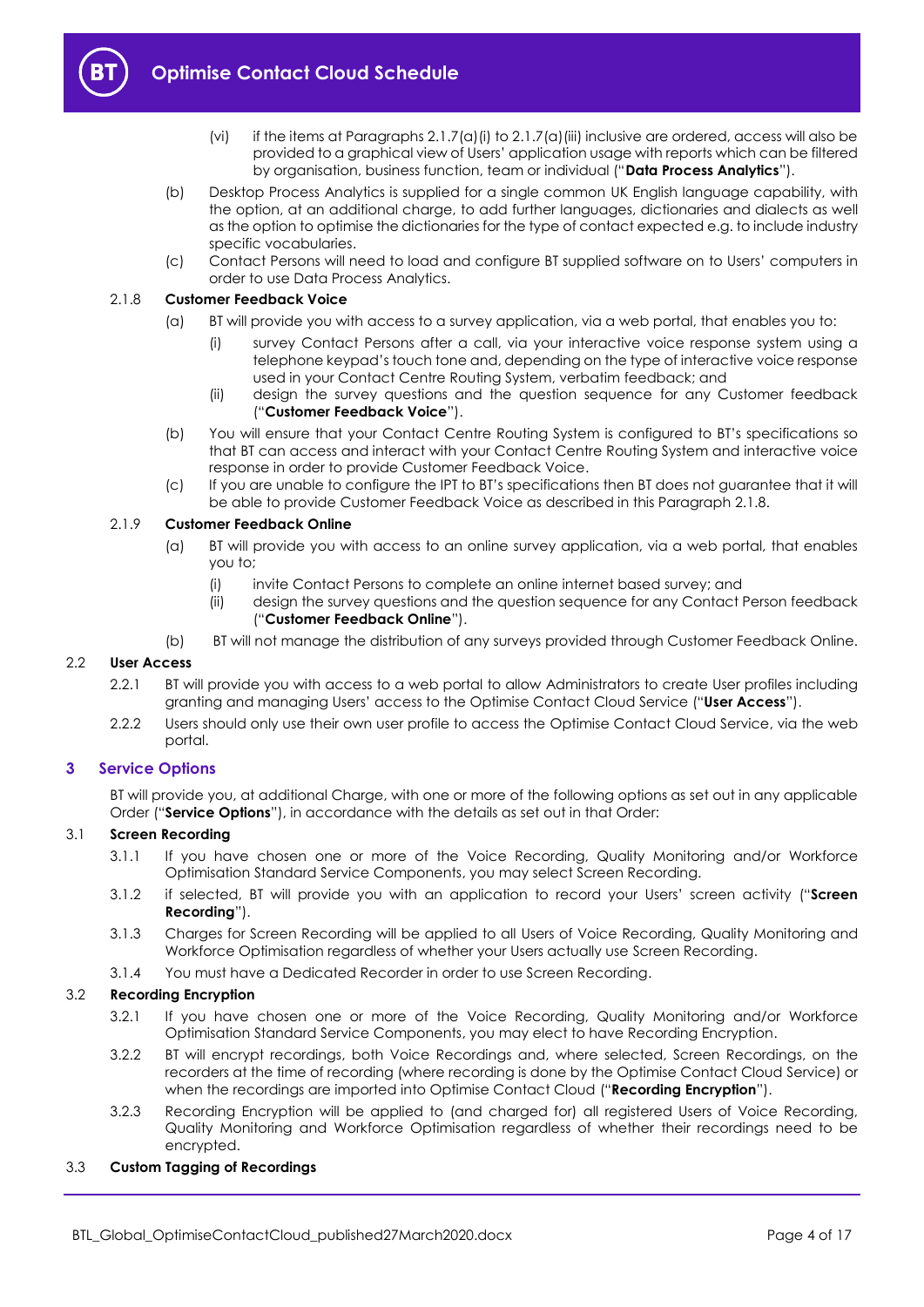(vi) if the items at Paragraphs 2.1.7(a)(i) to 2.1.7(a)(iii) inclusive are ordered, access will also be provided to a graphical view of Users' application usage with reports which can be filtered by organisation, business function, team or individual ("**Data Process Analytics**").

(b) Desktop Process Analytics is supplied for a single common UK English language capability, with the option, at an additional charge, to add further languages, dictionaries and dialects as well as the option to optimise the dictionaries for the type of contact expected e.g. to include industry specific vocabularies.

(c) Contact Persons will need to load and configure BT supplied software on to Users' computers in order to use Data Process Analytics.

2.1.8 **Customer Feedback Voice**

(a) BT will provide you with access to a survey application, via a web portal, that enables you to:

(i) survey Contact Persons after a call, via your interactive voice response system using a telephone keypad's touch tone and, depending on the type of interactive voice response used in your Contact Centre Routing System, verbatim feedback; and

(ii) design the survey questions and the question sequence for any Customer feedback ("**Customer Feedback Voice**").

(b) You will ensure that your Contact Centre Routing System is configured to BT's specifications so that BT can access and interact with your Contact Centre Routing System and interactive voice response in order to provide Customer Feedback Voice.

(c) If you are unable to configure the IPT to BT's specifications then BT does not guarantee that it will be able to provide Customer Feedback Voice as described in this Paragraph 2.1.8.

2.1.9 **Customer Feedback Online**

(a) BT will provide you with access to an online survey application, via a web portal, that enables you to;

(i) invite Contact Persons to complete an online internet based survey; and

(ii) design the survey questions and the question sequence for any Contact Person feedback ("**Customer Feedback Online**").

(b) BT will not manage the distribution of any surveys provided through Customer Feedback Online.

2.2 **User Access**

2.2.1 BT will provide you with access to a web portal to allow Administrators to create User profiles including granting and managing Users' access to the Optimise Contact Cloud Service ("**User Access**").

2.2.2 Users should only use their own user profile to access the Optimise Contact Cloud Service, via the web portal.

## 3 Service Options

BT will provide you, at additional Charge, with one or more of the following options as set out in any applicable Order ("**Service Options**"), in accordance with the details as set out in that Order:

3.1 **Screen Recording**

3.1.1 If you have chosen one or more of the Voice Recording, Quality Monitoring and/or Workforce Optimisation Standard Service Components, you may select Screen Recording.

3.1.2 if selected, BT will provide you with an application to record your Users' screen activity ("**Screen Recording**").

3.1.3 Charges for Screen Recording will be applied to all Users of Voice Recording, Quality Monitoring and Workforce Optimisation regardless of whether your Users actually use Screen Recording.

3.1.4 You must have a Dedicated Recorder in order to use Screen Recording.

3.2 **Recording Encryption**

3.2.1 If you have chosen one or more of the Voice Recording, Quality Monitoring and/or Workforce Optimisation Standard Service Components, you may elect to have Recording Encryption.

3.2.2 BT will encrypt recordings, both Voice Recordings and, where selected, Screen Recordings, on the recorders at the time of recording (where recording is done by the Optimise Contact Cloud Service) or when the recordings are imported into Optimise Contact Cloud ("**Recording Encryption**").

3.2.3 Recording Encryption will be applied to (and charged for) all registered Users of Voice Recording, Quality Monitoring and Workforce Optimisation regardless of whether their recordings need to be encrypted.

3.3 **Custom Tagging of Recordings**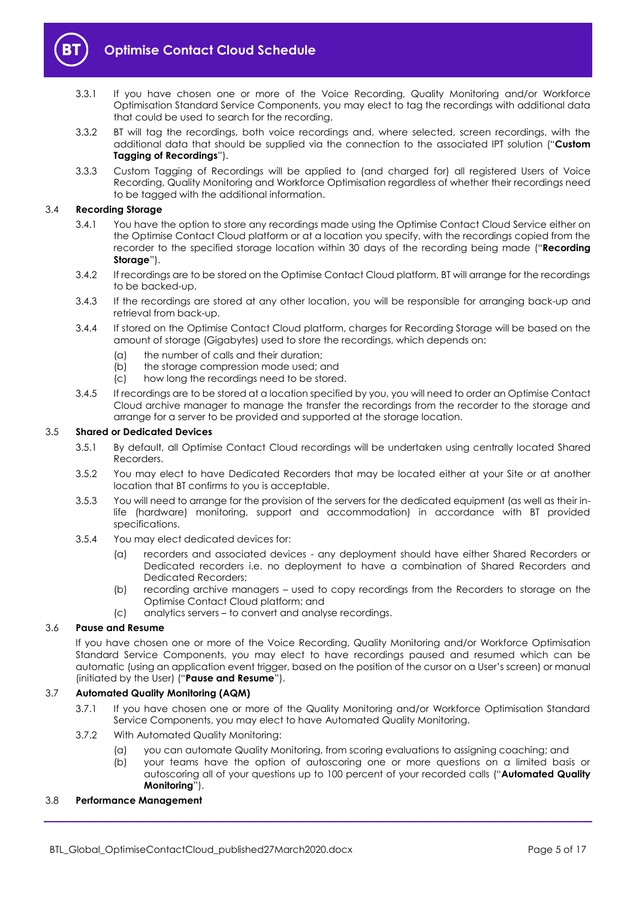3.3.1 If you have chosen one or more of the Voice Recording, Quality Monitoring and/or Workforce Optimisation Standard Service Components, you may elect to tag the recordings with additional data that could be used to search for the recording.

3.3.2 BT will tag the recordings, both voice recordings and, where selected, screen recordings, with the additional data that should be supplied via the connection to the associated IPT solution ("**Custom Tagging of Recordings**").

3.3.3 Custom Tagging of Recordings will be applied to (and charged for) all registered Users of Voice Recording, Quality Monitoring and Workforce Optimisation regardless of whether their recordings need to be tagged with the additional information.

### 3.4 Recording Storage

3.4.1 You have the option to store any recordings made using the Optimise Contact Cloud Service either on the Optimise Contact Cloud platform or at a location you specify, with the recordings copied from the recorder to the specified storage location within 30 days of the recording being made ("**Recording Storage**").

3.4.2 If recordings are to be stored on the Optimise Contact Cloud platform, BT will arrange for the recordings to be backed-up.

3.4.3 If the recordings are stored at any other location, you will be responsible for arranging back-up and retrieval from back-up.

3.4.4 If stored on the Optimise Contact Cloud platform, charges for Recording Storage will be based on the amount of storage (Gigabytes) used to store the recordings, which depends on:

(a) the number of calls and their duration;
(b) the storage compression mode used; and
(c) how long the recordings need to be stored.

3.4.5 If recordings are to be stored at a location specified by you, you will need to order an Optimise Contact Cloud archive manager to manage the transfer the recordings from the recorder to the storage and arrange for a server to be provided and supported at the storage location.

### 3.5 Shared or Dedicated Devices

3.5.1 By default, all Optimise Contact Cloud recordings will be undertaken using centrally located Shared Recorders.

3.5.2 You may elect to have Dedicated Recorders that may be located either at your Site or at another location that BT confirms to you is acceptable.

3.5.3 You will need to arrange for the provision of the servers for the dedicated equipment (as well as their in-life (hardware) monitoring, support and accommodation) in accordance with BT provided specifications.

3.5.4 You may elect dedicated devices for:

(a) recorders and associated devices - any deployment should have either Shared Recorders or Dedicated recorders i.e. no deployment to have a combination of Shared Recorders and Dedicated Recorders;
(b) recording archive managers – used to copy recordings from the Recorders to storage on the Optimise Contact Cloud platform; and
(c) analytics servers – to convert and analyse recordings.

### 3.6 Pause and Resume

If you have chosen one or more of the Voice Recording, Quality Monitoring and/or Workforce Optimisation Standard Service Components, you may elect to have recordings paused and resumed which can be automatic (using an application event trigger, based on the position of the cursor on a User's screen) or manual (initiated by the User) ("**Pause and Resume**").

### 3.7 Automated Quality Monitoring (AQM)

3.7.1 If you have chosen one or more of the Quality Monitoring and/or Workforce Optimisation Standard Service Components, you may elect to have Automated Quality Monitoring.

3.7.2 With Automated Quality Monitoring:

(a) you can automate Quality Monitoring, from scoring evaluations to assigning coaching; and
(b) your teams have the option of autoscoring one or more questions on a limited basis or autoscoring all of your questions up to 100 percent of your recorded calls ("**Automated Quality Monitoring**").

### 3.8 Performance Management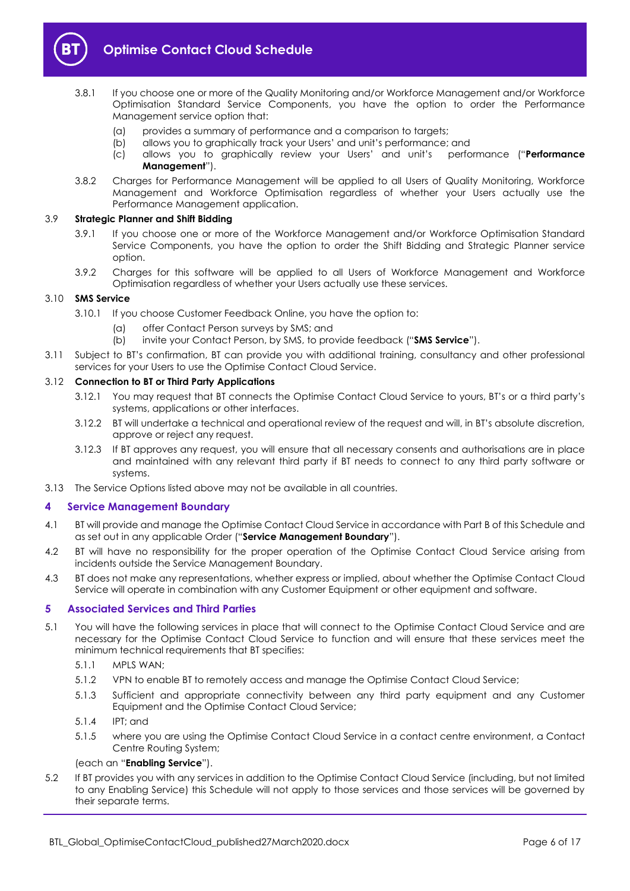3.8.1 If you choose one or more of the Quality Monitoring and/or Workforce Management and/or Workforce Optimisation Standard Service Components, you have the option to order the Performance Management service option that:

(a) provides a summary of performance and a comparison to targets;

(b) allows you to graphically track your Users' and unit's performance; and

(c) allows you to graphically review your Users' and unit's performance ("**Performance Management**").

3.8.2 Charges for Performance Management will be applied to all Users of Quality Monitoring, Workforce Management and Workforce Optimisation regardless of whether your Users actually use the Performance Management application.

3.9 **Strategic Planner and Shift Bidding**

3.9.1 If you choose one or more of the Workforce Management and/or Workforce Optimisation Standard Service Components, you have the option to order the Shift Bidding and Strategic Planner service option.

3.9.2 Charges for this software will be applied to all Users of Workforce Management and Workforce Optimisation regardless of whether your Users actually use these services.

3.10 **SMS Service**

3.10.1 If you choose Customer Feedback Online, you have the option to:

(a) offer Contact Person surveys by SMS; and

(b) invite your Contact Person, by SMS, to provide feedback ("**SMS Service**").

3.11 Subject to BT's confirmation, BT can provide you with additional training, consultancy and other professional services for your Users to use the Optimise Contact Cloud Service.

3.12 **Connection to BT or Third Party Applications**

3.12.1 You may request that BT connects the Optimise Contact Cloud Service to yours, BT's or a third party's systems, applications or other interfaces.

3.12.2 BT will undertake a technical and operational review of the request and will, in BT's absolute discretion, approve or reject any request.

3.12.3 If BT approves any request, you will ensure that all necessary consents and authorisations are in place and maintained with any relevant third party if BT needs to connect to any third party software or systems.

3.13 The Service Options listed above may not be available in all countries.

## 4 Service Management Boundary

4.1 BT will provide and manage the Optimise Contact Cloud Service in accordance with Part B of this Schedule and as set out in any applicable Order ("**Service Management Boundary**").

4.2 BT will have no responsibility for the proper operation of the Optimise Contact Cloud Service arising from incidents outside the Service Management Boundary.

4.3 BT does not make any representations, whether express or implied, about whether the Optimise Contact Cloud Service will operate in combination with any Customer Equipment or other equipment and software.

## 5 Associated Services and Third Parties

5.1 You will have the following services in place that will connect to the Optimise Contact Cloud Service and are necessary for the Optimise Contact Cloud Service to function and will ensure that these services meet the minimum technical requirements that BT specifies:

5.1.1 MPLS WAN;

5.1.2 VPN to enable BT to remotely access and manage the Optimise Contact Cloud Service;

5.1.3 Sufficient and appropriate connectivity between any third party equipment and any Customer Equipment and the Optimise Contact Cloud Service;

5.1.4 IPT; and

5.1.5 where you are using the Optimise Contact Cloud Service in a contact centre environment, a Contact Centre Routing System;

(each an "**Enabling Service**").

5.2 If BT provides you with any services in addition to the Optimise Contact Cloud Service (including, but not limited to any Enabling Service) this Schedule will not apply to those services and those services will be governed by their separate terms.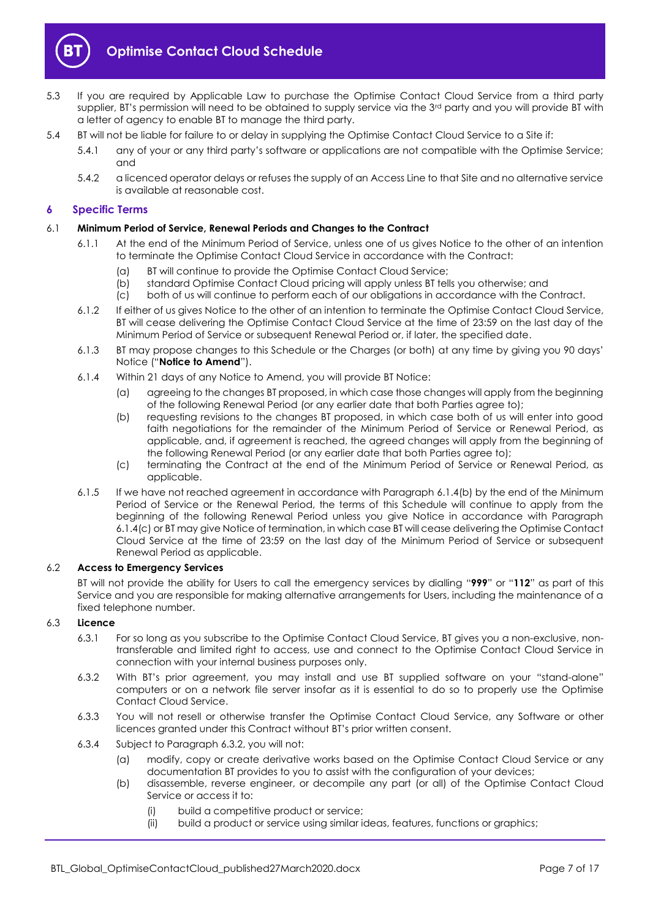5.3 If you are required by Applicable Law to purchase the Optimise Contact Cloud Service from a third party supplier, BT's permission will need to be obtained to supply service via the 3rd party and you will provide BT with a letter of agency to enable BT to manage the third party.

5.4 BT will not be liable for failure to or delay in supplying the Optimise Contact Cloud Service to a Site if:

5.4.1 any of your or any third party's software or applications are not compatible with the Optimise Service; and

5.4.2 a licenced operator delays or refuses the supply of an Access Line to that Site and no alternative service is available at reasonable cost.

## 6 Specific Terms

### 6.1 Minimum Period of Service, Renewal Periods and Changes to the Contract

6.1.1 At the end of the Minimum Period of Service, unless one of us gives Notice to the other of an intention to terminate the Optimise Contact Cloud Service in accordance with the Contract:

(a) BT will continue to provide the Optimise Contact Cloud Service;

(b) standard Optimise Contact Cloud pricing will apply unless BT tells you otherwise; and

(c) both of us will continue to perform each of our obligations in accordance with the Contract.

6.1.2 If either of us gives Notice to the other of an intention to terminate the Optimise Contact Cloud Service, BT will cease delivering the Optimise Contact Cloud Service at the time of 23:59 on the last day of the Minimum Period of Service or subsequent Renewal Period or, if later, the specified date.

6.1.3 BT may propose changes to this Schedule or the Charges (or both) at any time by giving you 90 days' Notice ("**Notice to Amend**").

6.1.4 Within 21 days of any Notice to Amend, you will provide BT Notice:

(a) agreeing to the changes BT proposed, in which case those changes will apply from the beginning of the following Renewal Period (or any earlier date that both Parties agree to);

(b) requesting revisions to the changes BT proposed, in which case both of us will enter into good faith negotiations for the remainder of the Minimum Period of Service or Renewal Period, as applicable, and, if agreement is reached, the agreed changes will apply from the beginning of the following Renewal Period (or any earlier date that both Parties agree to);

(c) terminating the Contract at the end of the Minimum Period of Service or Renewal Period, as applicable.

6.1.5 If we have not reached agreement in accordance with Paragraph 6.1.4(b) by the end of the Minimum Period of Service or the Renewal Period, the terms of this Schedule will continue to apply from the beginning of the following Renewal Period unless you give Notice in accordance with Paragraph 6.1.4(c) or BT may give Notice of termination, in which case BT will cease delivering the Optimise Contact Cloud Service at the time of 23:59 on the last day of the Minimum Period of Service or subsequent Renewal Period as applicable.

### 6.2 Access to Emergency Services

BT will not provide the ability for Users to call the emergency services by dialling "**999**" or "**112**" as part of this Service and you are responsible for making alternative arrangements for Users, including the maintenance of a fixed telephone number.

### 6.3 Licence

6.3.1 For so long as you subscribe to the Optimise Contact Cloud Service, BT gives you a non-exclusive, non-transferable and limited right to access, use and connect to the Optimise Contact Cloud Service in connection with your internal business purposes only.

6.3.2 With BT's prior agreement, you may install and use BT supplied software on your "stand-alone" computers or on a network file server insofar as it is essential to do so to properly use the Optimise Contact Cloud Service.

6.3.3 You will not resell or otherwise transfer the Optimise Contact Cloud Service, any Software or other licences granted under this Contract without BT's prior written consent.

6.3.4 Subject to Paragraph 6.3.2, you will not:

(a) modify, copy or create derivative works based on the Optimise Contact Cloud Service or any documentation BT provides to you to assist with the configuration of your devices;

(b) disassemble, reverse engineer, or decompile any part (or all) of the Optimise Contact Cloud Service or access it to:

(i) build a competitive product or service;

(ii) build a product or service using similar ideas, features, functions or graphics;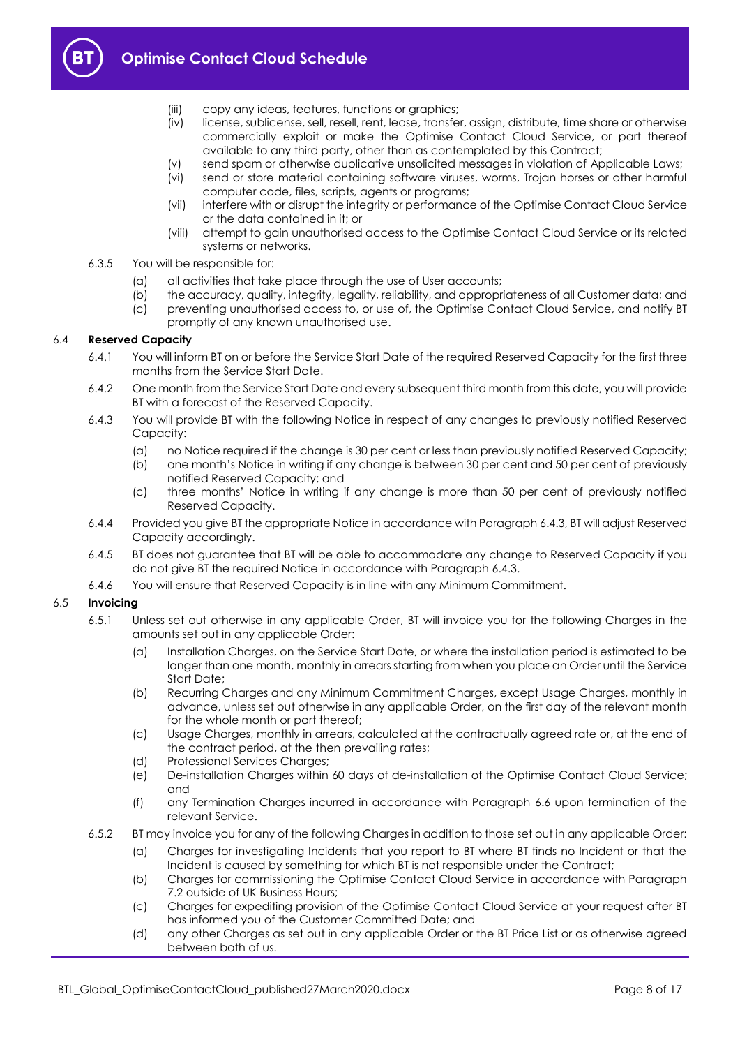(iii) copy any ideas, features, functions or graphics;

(iv) license, sublicense, sell, resell, rent, lease, transfer, assign, distribute, time share or otherwise commercially exploit or make the Optimise Contact Cloud Service, or part thereof available to any third party, other than as contemplated by this Contract;

(v) send spam or otherwise duplicative unsolicited messages in violation of Applicable Laws;

(vi) send or store material containing software viruses, worms, Trojan horses or other harmful computer code, files, scripts, agents or programs;

(vii) interfere with or disrupt the integrity or performance of the Optimise Contact Cloud Service or the data contained in it; or

(viii) attempt to gain unauthorised access to the Optimise Contact Cloud Service or its related systems or networks.

6.3.5 You will be responsible for:

(a) all activities that take place through the use of User accounts;

(b) the accuracy, quality, integrity, legality, reliability, and appropriateness of all Customer data; and

(c) preventing unauthorised access to, or use of, the Optimise Contact Cloud Service, and notify BT promptly of any known unauthorised use.

6.4 **Reserved Capacity**

6.4.1 You will inform BT on or before the Service Start Date of the required Reserved Capacity for the first three months from the Service Start Date.

6.4.2 One month from the Service Start Date and every subsequent third month from this date, you will provide BT with a forecast of the Reserved Capacity.

6.4.3 You will provide BT with the following Notice in respect of any changes to previously notified Reserved Capacity:

(a) no Notice required if the change is 30 per cent or less than previously notified Reserved Capacity;

(b) one month's Notice in writing if any change is between 30 per cent and 50 per cent of previously notified Reserved Capacity; and

(c) three months' Notice in writing if any change is more than 50 per cent of previously notified Reserved Capacity.

6.4.4 Provided you give BT the appropriate Notice in accordance with Paragraph 6.4.3, BT will adjust Reserved Capacity accordingly.

6.4.5 BT does not guarantee that BT will be able to accommodate any change to Reserved Capacity if you do not give BT the required Notice in accordance with Paragraph 6.4.3.

6.4.6 You will ensure that Reserved Capacity is in line with any Minimum Commitment.

6.5 **Invoicing**

6.5.1 Unless set out otherwise in any applicable Order, BT will invoice you for the following Charges in the amounts set out in any applicable Order:

(a) Installation Charges, on the Service Start Date, or where the installation period is estimated to be longer than one month, monthly in arrears starting from when you place an Order until the Service Start Date;

(b) Recurring Charges and any Minimum Commitment Charges, except Usage Charges, monthly in advance, unless set out otherwise in any applicable Order, on the first day of the relevant month for the whole month or part thereof;

(c) Usage Charges, monthly in arrears, calculated at the contractually agreed rate or, at the end of the contract period, at the then prevailing rates;

(d) Professional Services Charges;

(e) De-installation Charges within 60 days of de-installation of the Optimise Contact Cloud Service; and

(f) any Termination Charges incurred in accordance with Paragraph 6.6 upon termination of the relevant Service.

6.5.2 BT may invoice you for any of the following Charges in addition to those set out in any applicable Order:

(a) Charges for investigating Incidents that you report to BT where BT finds no Incident or that the Incident is caused by something for which BT is not responsible under the Contract;

(b) Charges for commissioning the Optimise Contact Cloud Service in accordance with Paragraph 7.2 outside of UK Business Hours;

(c) Charges for expediting provision of the Optimise Contact Cloud Service at your request after BT has informed you of the Customer Committed Date; and

(d) any other Charges as set out in any applicable Order or the BT Price List or as otherwise agreed between both of us.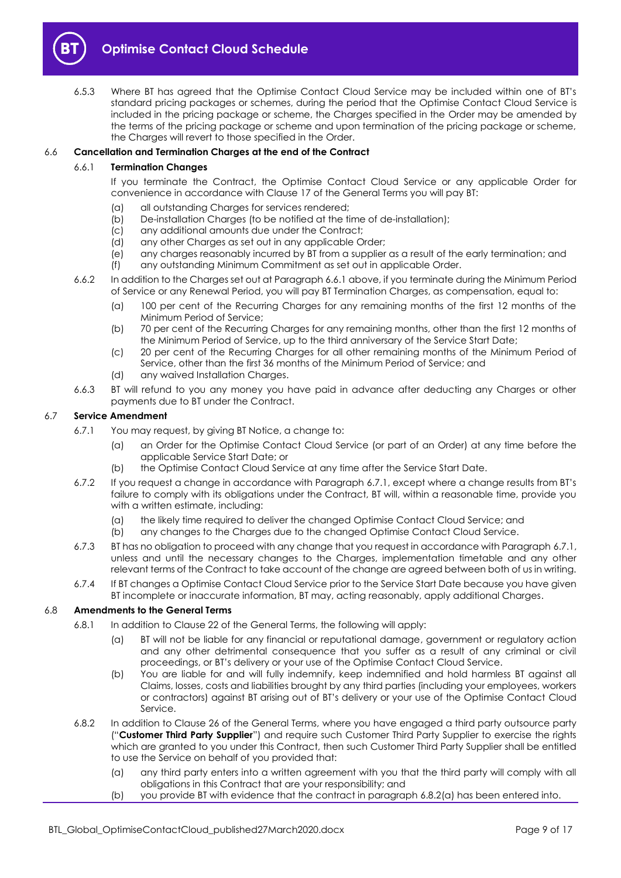6.5.3 Where BT has agreed that the Optimise Contact Cloud Service may be included within one of BT's standard pricing packages or schemes, during the period that the Optimise Contact Cloud Service is included in the pricing package or scheme, the Charges specified in the Order may be amended by the terms of the pricing package or scheme and upon termination of the pricing package or scheme, the Charges will revert to those specified in the Order.

### 6.6 Cancellation and Termination Charges at the end of the Contract

#### 6.6.1 Termination Changes

If you terminate the Contract, the Optimise Contact Cloud Service or any applicable Order for convenience in accordance with Clause 17 of the General Terms you will pay BT:

(a) all outstanding Charges for services rendered;
(b) De-installation Charges (to be notified at the time of de-installation);
(c) any additional amounts due under the Contract;
(d) any other Charges as set out in any applicable Order;
(e) any charges reasonably incurred by BT from a supplier as a result of the early termination; and
(f) any outstanding Minimum Commitment as set out in applicable Order.

6.6.2 In addition to the Charges set out at Paragraph 6.6.1 above, if you terminate during the Minimum Period of Service or any Renewal Period, you will pay BT Termination Charges, as compensation, equal to:

(a) 100 per cent of the Recurring Charges for any remaining months of the first 12 months of the Minimum Period of Service;
(b) 70 per cent of the Recurring Charges for any remaining months, other than the first 12 months of the Minimum Period of Service, up to the third anniversary of the Service Start Date;
(c) 20 per cent of the Recurring Charges for all other remaining months of the Minimum Period of Service, other than the first 36 months of the Minimum Period of Service; and
(d) any waived Installation Charges.

6.6.3 BT will refund to you any money you have paid in advance after deducting any Charges or other payments due to BT under the Contract.

### 6.7 Service Amendment

6.7.1 You may request, by giving BT Notice, a change to:

(a) an Order for the Optimise Contact Cloud Service (or part of an Order) at any time before the applicable Service Start Date; or
(b) the Optimise Contact Cloud Service at any time after the Service Start Date.

6.7.2 If you request a change in accordance with Paragraph 6.7.1, except where a change results from BT's failure to comply with its obligations under the Contract, BT will, within a reasonable time, provide you with a written estimate, including:

(a) the likely time required to deliver the changed Optimise Contact Cloud Service; and
(b) any changes to the Charges due to the changed Optimise Contact Cloud Service.

6.7.3 BT has no obligation to proceed with any change that you request in accordance with Paragraph 6.7.1, unless and until the necessary changes to the Charges, implementation timetable and any other relevant terms of the Contract to take account of the change are agreed between both of us in writing.

6.7.4 If BT changes a Optimise Contact Cloud Service prior to the Service Start Date because you have given BT incomplete or inaccurate information, BT may, acting reasonably, apply additional Charges.

### 6.8 Amendments to the General Terms

6.8.1 In addition to Clause 22 of the General Terms, the following will apply:

(a) BT will not be liable for any financial or reputational damage, government or regulatory action and any other detrimental consequence that you suffer as a result of any criminal or civil proceedings, or BT's delivery or your use of the Optimise Contact Cloud Service.
(b) You are liable for and will fully indemnify, keep indemnified and hold harmless BT against all Claims, losses, costs and liabilities brought by any third parties (including your employees, workers or contractors) against BT arising out of BT's delivery or your use of the Optimise Contact Cloud Service.

6.8.2 In addition to Clause 26 of the General Terms, where you have engaged a third party outsource party ("**Customer Third Party Supplier**") and require such Customer Third Party Supplier to exercise the rights which are granted to you under this Contract, then such Customer Third Party Supplier shall be entitled to use the Service on behalf of you provided that:

(a) any third party enters into a written agreement with you that the third party will comply with all obligations in this Contract that are your responsibility; and
(b) you provide BT with evidence that the contract in paragraph 6.8.2(a) has been entered into.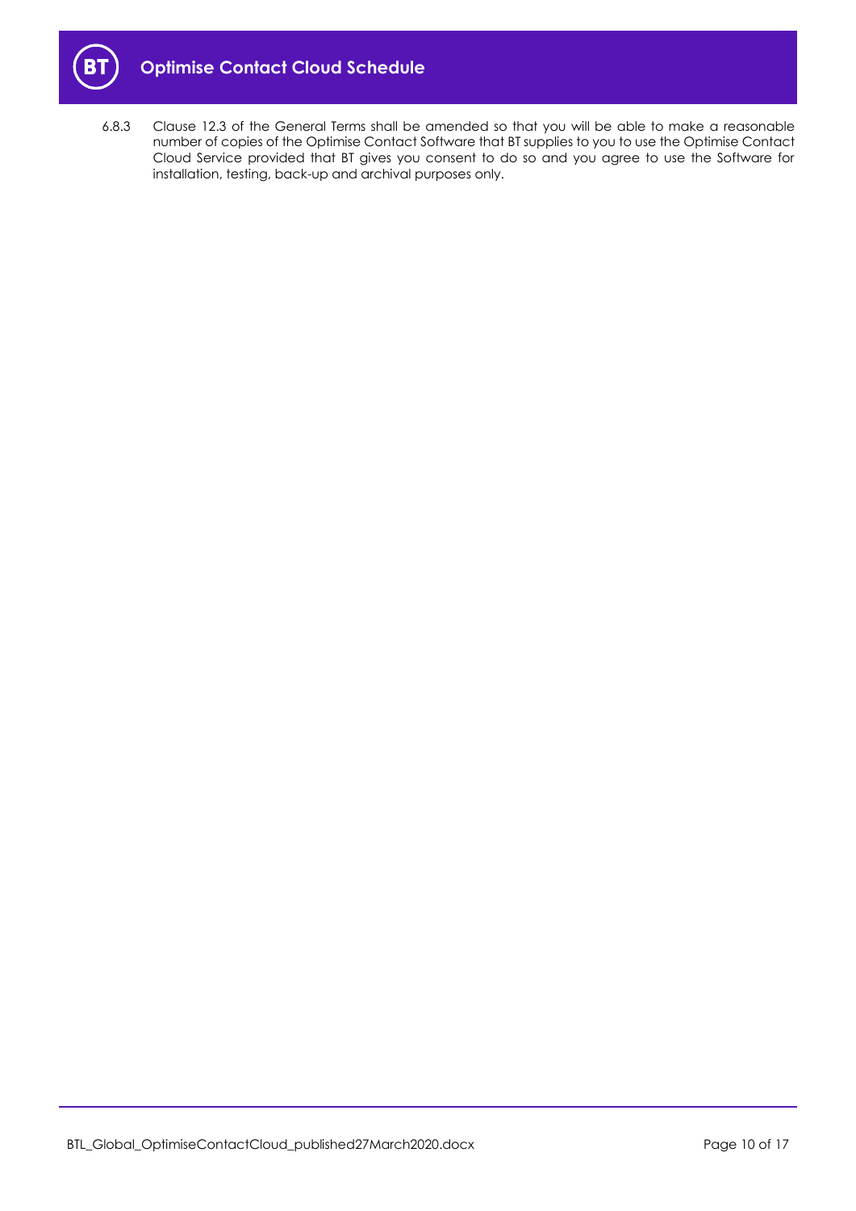6.8.3 Clause 12.3 of the General Terms shall be amended so that you will be able to make a reasonable number of copies of the Optimise Contact Software that BT supplies to you to use the Optimise Contact Cloud Service provided that BT gives you consent to do so and you agree to use the Software for installation, testing, back-up and archival purposes only.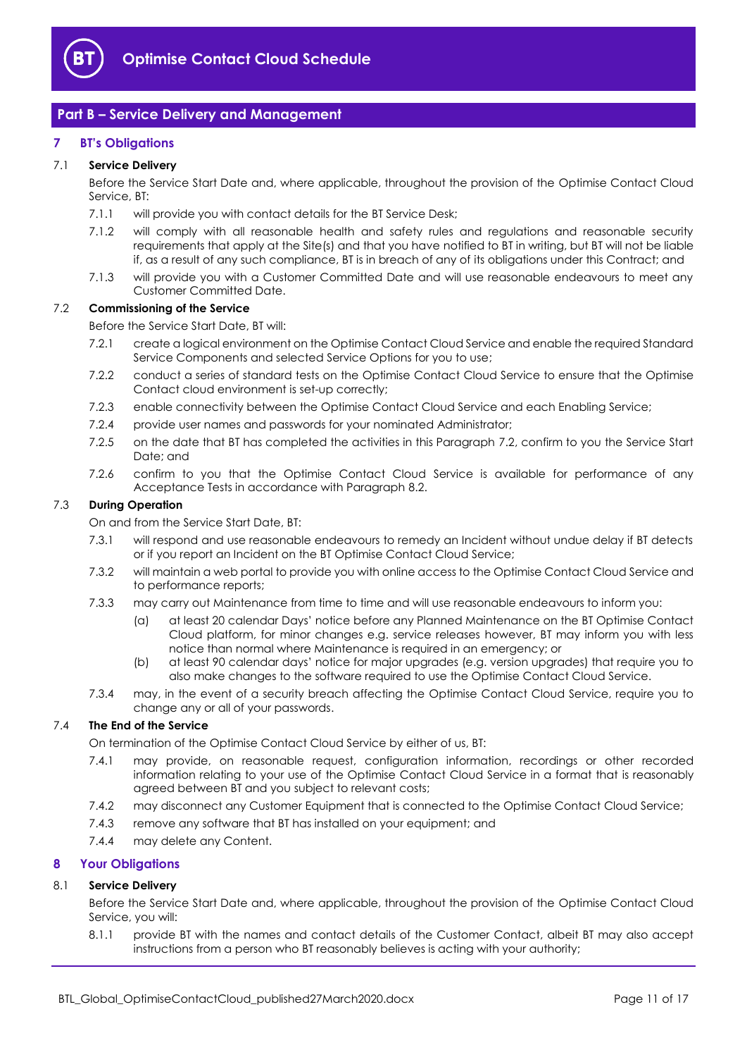## Part B – Service Delivery and Management

### 7 BT's Obligations

**7.1 Service Delivery**

Before the Service Start Date and, where applicable, throughout the provision of the Optimise Contact Cloud Service, BT:

7.1.1 will provide you with contact details for the BT Service Desk;

7.1.2 will comply with all reasonable health and safety rules and regulations and reasonable security requirements that apply at the Site(s) and that you have notified to BT in writing, but BT will not be liable if, as a result of any such compliance, BT is in breach of any of its obligations under this Contract; and

7.1.3 will provide you with a Customer Committed Date and will use reasonable endeavours to meet any Customer Committed Date.

**7.2 Commissioning of the Service**

Before the Service Start Date, BT will:

7.2.1 create a logical environment on the Optimise Contact Cloud Service and enable the required Standard Service Components and selected Service Options for you to use;

7.2.2 conduct a series of standard tests on the Optimise Contact Cloud Service to ensure that the Optimise Contact cloud environment is set-up correctly;

7.2.3 enable connectivity between the Optimise Contact Cloud Service and each Enabling Service;

7.2.4 provide user names and passwords for your nominated Administrator;

7.2.5 on the date that BT has completed the activities in this Paragraph 7.2, confirm to you the Service Start Date; and

7.2.6 confirm to you that the Optimise Contact Cloud Service is available for performance of any Acceptance Tests in accordance with Paragraph 8.2.

**7.3 During Operation**

On and from the Service Start Date, BT:

7.3.1 will respond and use reasonable endeavours to remedy an Incident without undue delay if BT detects or if you report an Incident on the BT Optimise Contact Cloud Service;

7.3.2 will maintain a web portal to provide you with online access to the Optimise Contact Cloud Service and to performance reports;

7.3.3 may carry out Maintenance from time to time and will use reasonable endeavours to inform you:

(a) at least 20 calendar Days' notice before any Planned Maintenance on the BT Optimise Contact Cloud platform, for minor changes e.g. service releases however, BT may inform you with less notice than normal where Maintenance is required in an emergency; or

(b) at least 90 calendar days' notice for major upgrades (e.g. version upgrades) that require you to also make changes to the software required to use the Optimise Contact Cloud Service.

7.3.4 may, in the event of a security breach affecting the Optimise Contact Cloud Service, require you to change any or all of your passwords.

**7.4 The End of the Service**

On termination of the Optimise Contact Cloud Service by either of us, BT:

7.4.1 may provide, on reasonable request, configuration information, recordings or other recorded information relating to your use of the Optimise Contact Cloud Service in a format that is reasonably agreed between BT and you subject to relevant costs;

7.4.2 may disconnect any Customer Equipment that is connected to the Optimise Contact Cloud Service;

7.4.3 remove any software that BT has installed on your equipment; and

7.4.4 may delete any Content.

### 8 Your Obligations

**8.1 Service Delivery**

Before the Service Start Date and, where applicable, throughout the provision of the Optimise Contact Cloud Service, you will:

8.1.1 provide BT with the names and contact details of the Customer Contact, albeit BT may also accept instructions from a person who BT reasonably believes is acting with your authority;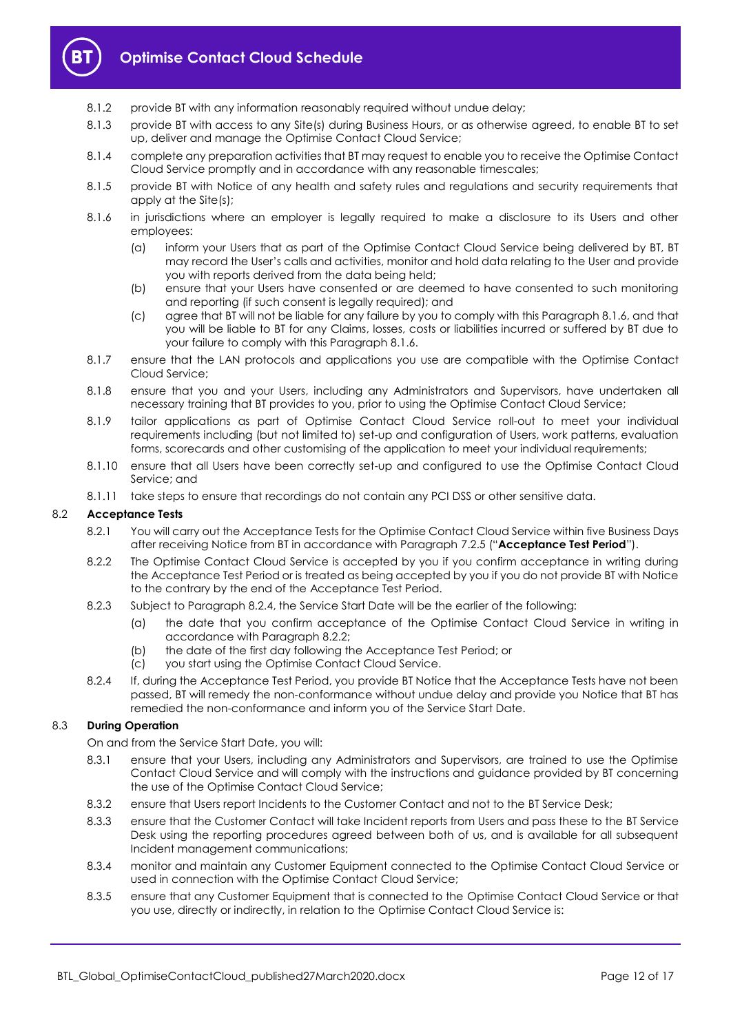8.1.2 provide BT with any information reasonably required without undue delay;

8.1.3 provide BT with access to any Site(s) during Business Hours, or as otherwise agreed, to enable BT to set up, deliver and manage the Optimise Contact Cloud Service;

8.1.4 complete any preparation activities that BT may request to enable you to receive the Optimise Contact Cloud Service promptly and in accordance with any reasonable timescales;

8.1.5 provide BT with Notice of any health and safety rules and regulations and security requirements that apply at the Site(s);

8.1.6 in jurisdictions where an employer is legally required to make a disclosure to its Users and other employees:

(a) inform your Users that as part of the Optimise Contact Cloud Service being delivered by BT, BT may record the User's calls and activities, monitor and hold data relating to the User and provide you with reports derived from the data being held;

(b) ensure that your Users have consented or are deemed to have consented to such monitoring and reporting (if such consent is legally required); and

(c) agree that BT will not be liable for any failure by you to comply with this Paragraph 8.1.6, and that you will be liable to BT for any Claims, losses, costs or liabilities incurred or suffered by BT due to your failure to comply with this Paragraph 8.1.6.

8.1.7 ensure that the LAN protocols and applications you use are compatible with the Optimise Contact Cloud Service;

8.1.8 ensure that you and your Users, including any Administrators and Supervisors, have undertaken all necessary training that BT provides to you, prior to using the Optimise Contact Cloud Service;

8.1.9 tailor applications as part of Optimise Contact Cloud Service roll-out to meet your individual requirements including (but not limited to) set-up and configuration of Users, work patterns, evaluation forms, scorecards and other customising of the application to meet your individual requirements;

8.1.10 ensure that all Users have been correctly set-up and configured to use the Optimise Contact Cloud Service; and

8.1.11 take steps to ensure that recordings do not contain any PCI DSS or other sensitive data.

### 8.2 Acceptance Tests

8.2.1 You will carry out the Acceptance Tests for the Optimise Contact Cloud Service within five Business Days after receiving Notice from BT in accordance with Paragraph 7.2.5 ("**Acceptance Test Period**").

8.2.2 The Optimise Contact Cloud Service is accepted by you if you confirm acceptance in writing during the Acceptance Test Period or is treated as being accepted by you if you do not provide BT with Notice to the contrary by the end of the Acceptance Test Period.

8.2.3 Subject to Paragraph 8.2.4, the Service Start Date will be the earlier of the following:

(a) the date that you confirm acceptance of the Optimise Contact Cloud Service in writing in accordance with Paragraph 8.2.2;

(b) the date of the first day following the Acceptance Test Period; or

(c) you start using the Optimise Contact Cloud Service.

8.2.4 If, during the Acceptance Test Period, you provide BT Notice that the Acceptance Tests have not been passed, BT will remedy the non-conformance without undue delay and provide you Notice that BT has remedied the non-conformance and inform you of the Service Start Date.

### 8.3 During Operation

On and from the Service Start Date, you will:

8.3.1 ensure that your Users, including any Administrators and Supervisors, are trained to use the Optimise Contact Cloud Service and will comply with the instructions and guidance provided by BT concerning the use of the Optimise Contact Cloud Service;

8.3.2 ensure that Users report Incidents to the Customer Contact and not to the BT Service Desk;

8.3.3 ensure that the Customer Contact will take Incident reports from Users and pass these to the BT Service Desk using the reporting procedures agreed between both of us, and is available for all subsequent Incident management communications;

8.3.4 monitor and maintain any Customer Equipment connected to the Optimise Contact Cloud Service or used in connection with the Optimise Contact Cloud Service;

8.3.5 ensure that any Customer Equipment that is connected to the Optimise Contact Cloud Service or that you use, directly or indirectly, in relation to the Optimise Contact Cloud Service is: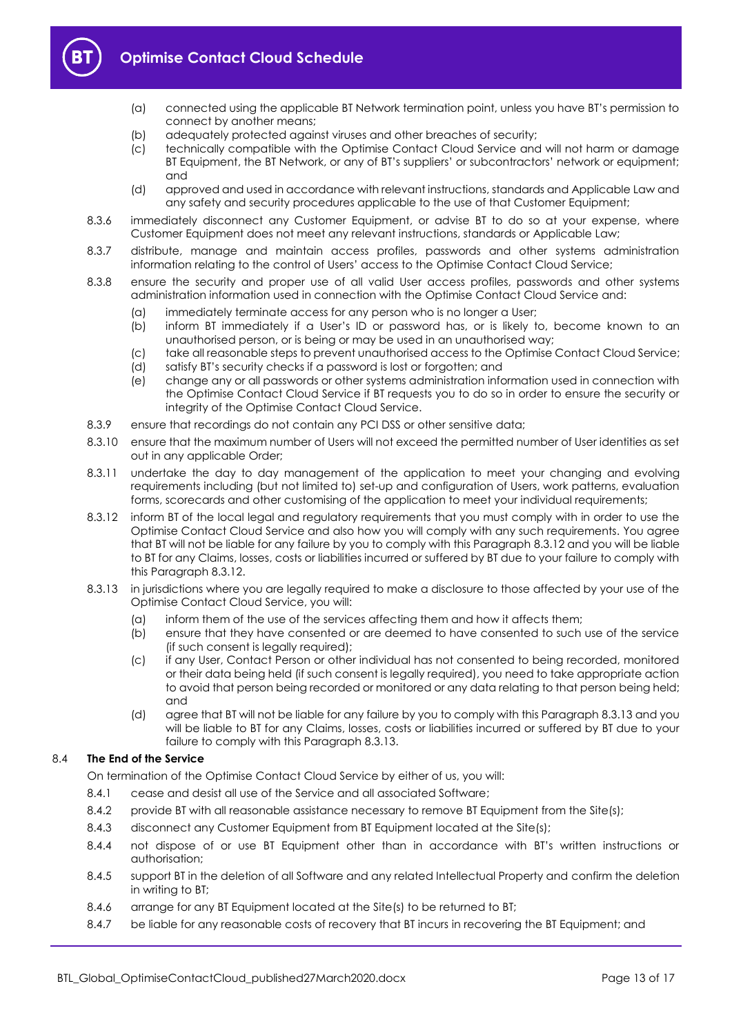(a) connected using the applicable BT Network termination point, unless you have BT's permission to connect by another means;

(b) adequately protected against viruses and other breaches of security;

(c) technically compatible with the Optimise Contact Cloud Service and will not harm or damage BT Equipment, the BT Network, or any of BT's suppliers' or subcontractors' network or equipment; and

(d) approved and used in accordance with relevant instructions, standards and Applicable Law and any safety and security procedures applicable to the use of that Customer Equipment;

8.3.6 immediately disconnect any Customer Equipment, or advise BT to do so at your expense, where Customer Equipment does not meet any relevant instructions, standards or Applicable Law;

8.3.7 distribute, manage and maintain access profiles, passwords and other systems administration information relating to the control of Users' access to the Optimise Contact Cloud Service;

8.3.8 ensure the security and proper use of all valid User access profiles, passwords and other systems administration information used in connection with the Optimise Contact Cloud Service and:

(a) immediately terminate access for any person who is no longer a User;

(b) inform BT immediately if a User's ID or password has, or is likely to, become known to an unauthorised person, or is being or may be used in an unauthorised way;

(c) take all reasonable steps to prevent unauthorised access to the Optimise Contact Cloud Service;

(d) satisfy BT's security checks if a password is lost or forgotten; and

(e) change any or all passwords or other systems administration information used in connection with the Optimise Contact Cloud Service if BT requests you to do so in order to ensure the security or integrity of the Optimise Contact Cloud Service.

8.3.9 ensure that recordings do not contain any PCI DSS or other sensitive data;

8.3.10 ensure that the maximum number of Users will not exceed the permitted number of User identities as set out in any applicable Order;

8.3.11 undertake the day to day management of the application to meet your changing and evolving requirements including (but not limited to) set-up and configuration of Users, work patterns, evaluation forms, scorecards and other customising of the application to meet your individual requirements;

8.3.12 inform BT of the local legal and regulatory requirements that you must comply with in order to use the Optimise Contact Cloud Service and also how you will comply with any such requirements. You agree that BT will not be liable for any failure by you to comply with this Paragraph 8.3.12 and you will be liable to BT for any Claims, losses, costs or liabilities incurred or suffered by BT due to your failure to comply with this Paragraph 8.3.12.

8.3.13 in jurisdictions where you are legally required to make a disclosure to those affected by your use of the Optimise Contact Cloud Service, you will:

(a) inform them of the use of the services affecting them and how it affects them;

(b) ensure that they have consented or are deemed to have consented to such use of the service (if such consent is legally required);

(c) if any User, Contact Person or other individual has not consented to being recorded, monitored or their data being held (if such consent is legally required), you need to take appropriate action to avoid that person being recorded or monitored or any data relating to that person being held; and

(d) agree that BT will not be liable for any failure by you to comply with this Paragraph 8.3.13 and you will be liable to BT for any Claims, losses, costs or liabilities incurred or suffered by BT due to your failure to comply with this Paragraph 8.3.13.

### 8.4 The End of the Service

On termination of the Optimise Contact Cloud Service by either of us, you will:

8.4.1 cease and desist all use of the Service and all associated Software;

8.4.2 provide BT with all reasonable assistance necessary to remove BT Equipment from the Site(s);

8.4.3 disconnect any Customer Equipment from BT Equipment located at the Site(s);

8.4.4 not dispose of or use BT Equipment other than in accordance with BT's written instructions or authorisation;

8.4.5 support BT in the deletion of all Software and any related Intellectual Property and confirm the deletion in writing to BT;

8.4.6 arrange for any BT Equipment located at the Site(s) to be returned to BT;

8.4.7 be liable for any reasonable costs of recovery that BT incurs in recovering the BT Equipment; and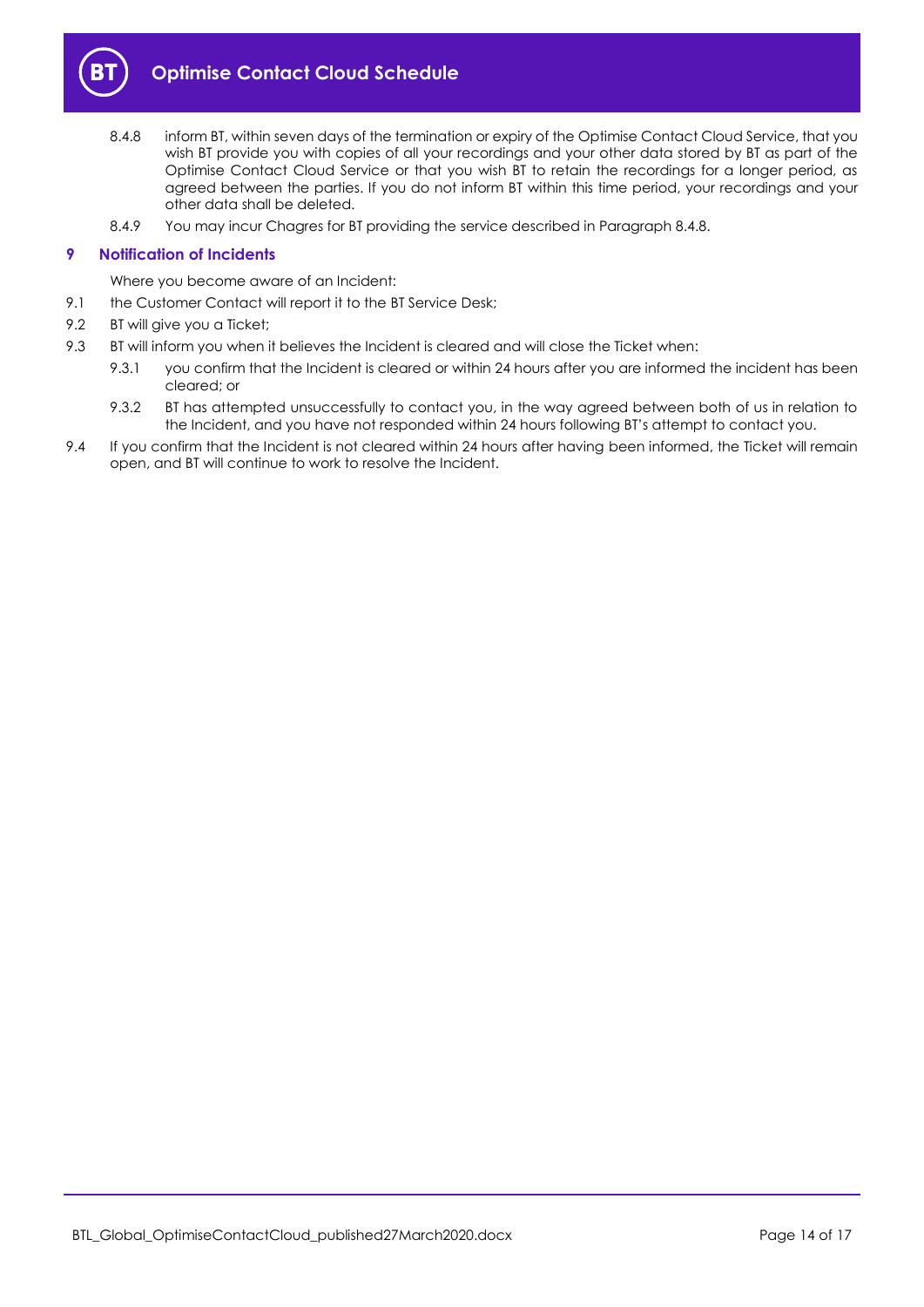8.4.8 inform BT, within seven days of the termination or expiry of the Optimise Contact Cloud Service, that you wish BT provide you with copies of all your recordings and your other data stored by BT as part of the Optimise Contact Cloud Service or that you wish BT to retain the recordings for a longer period, as agreed between the parties. If you do not inform BT within this time period, your recordings and your other data shall be deleted.

8.4.9 You may incur Chagres for BT providing the service described in Paragraph 8.4.8.

## 9 Notification of Incidents

Where you become aware of an Incident:

9.1 the Customer Contact will report it to the BT Service Desk;

9.2 BT will give you a Ticket;

9.3 BT will inform you when it believes the Incident is cleared and will close the Ticket when:

9.3.1 you confirm that the Incident is cleared or within 24 hours after you are informed the incident has been cleared; or

9.3.2 BT has attempted unsuccessfully to contact you, in the way agreed between both of us in relation to the Incident, and you have not responded within 24 hours following BT's attempt to contact you.

9.4 If you confirm that the Incident is not cleared within 24 hours after having been informed, the Ticket will remain open, and BT will continue to work to resolve the Incident.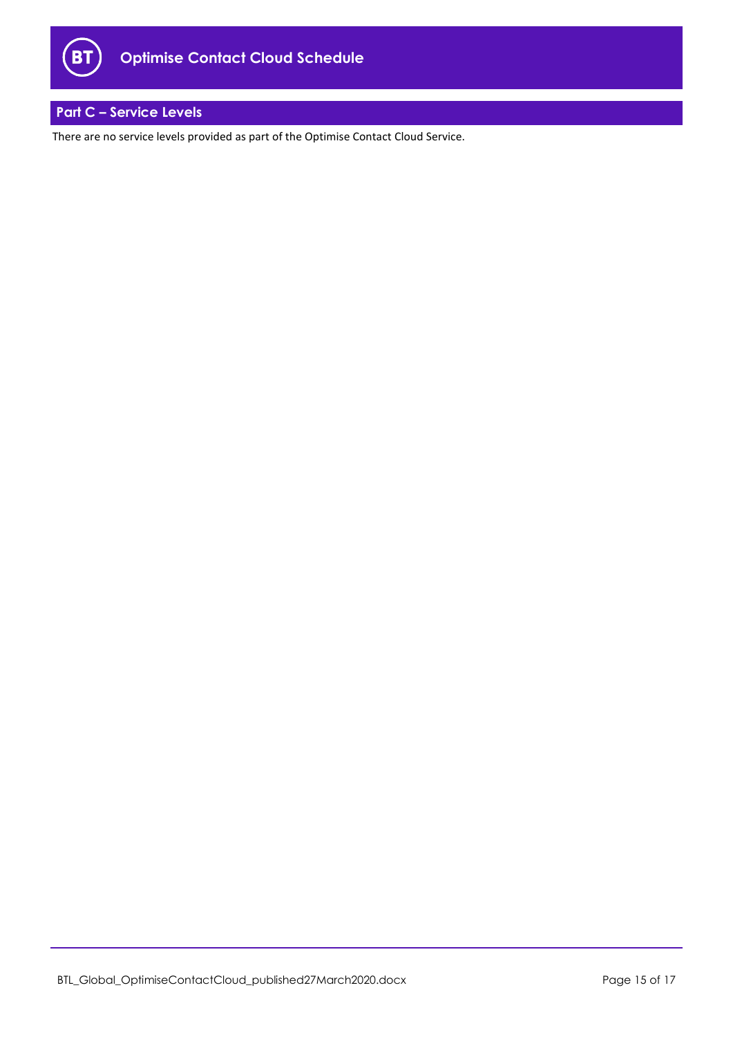## Part C – Service Levels

There are no service levels provided as part of the Optimise Contact Cloud Service.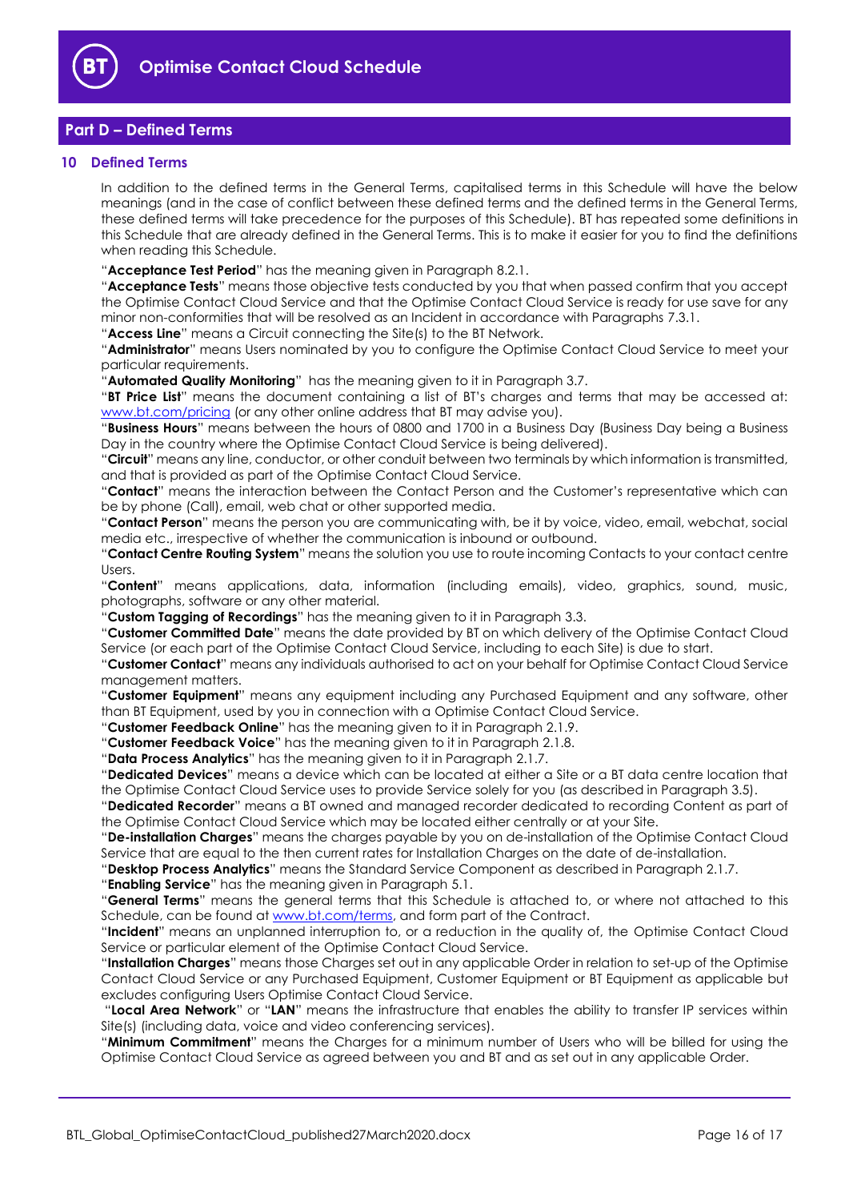## Part D – Defined Terms

### 10 Defined Terms

In addition to the defined terms in the General Terms, capitalised terms in this Schedule will have the below meanings (and in the case of conflict between these defined terms and the defined terms in the General Terms, these defined terms will take precedence for the purposes of this Schedule). BT has repeated some definitions in this Schedule that are already defined in the General Terms. This is to make it easier for you to find the definitions when reading this Schedule.

"**Acceptance Test Period**" has the meaning given in Paragraph 8.2.1.

"**Acceptance Tests**" means those objective tests conducted by you that when passed confirm that you accept the Optimise Contact Cloud Service and that the Optimise Contact Cloud Service is ready for use save for any minor non-conformities that will be resolved as an Incident in accordance with Paragraphs 7.3.1.

"**Access Line**" means a Circuit connecting the Site(s) to the BT Network.

"**Administrator**" means Users nominated by you to configure the Optimise Contact Cloud Service to meet your particular requirements.

"**Automated Quality Monitoring**" has the meaning given to it in Paragraph 3.7.

"**BT Price List**" means the document containing a list of BT's charges and terms that may be accessed at: www.bt.com/pricing (or any other online address that BT may advise you).

"**Business Hours**" means between the hours of 0800 and 1700 in a Business Day (Business Day being a Business Day in the country where the Optimise Contact Cloud Service is being delivered).

"**Circuit**" means any line, conductor, or other conduit between two terminals by which information is transmitted, and that is provided as part of the Optimise Contact Cloud Service.

"**Contact**" means the interaction between the Contact Person and the Customer's representative which can be by phone (Call), email, web chat or other supported media.

"**Contact Person**" means the person you are communicating with, be it by voice, video, email, webchat, social media etc., irrespective of whether the communication is inbound or outbound.

"**Contact Centre Routing System**" means the solution you use to route incoming Contacts to your contact centre Users.

"**Content**" means applications, data, information (including emails), video, graphics, sound, music, photographs, software or any other material.

"**Custom Tagging of Recordings**" has the meaning given to it in Paragraph 3.3.

"**Customer Committed Date**" means the date provided by BT on which delivery of the Optimise Contact Cloud Service (or each part of the Optimise Contact Cloud Service, including to each Site) is due to start.

"**Customer Contact**" means any individuals authorised to act on your behalf for Optimise Contact Cloud Service management matters.

"**Customer Equipment**" means any equipment including any Purchased Equipment and any software, other than BT Equipment, used by you in connection with a Optimise Contact Cloud Service.

"**Customer Feedback Online**" has the meaning given to it in Paragraph 2.1.9.

"**Customer Feedback Voice**" has the meaning given to it in Paragraph 2.1.8.

"**Data Process Analytics**" has the meaning given to it in Paragraph 2.1.7.

"**Dedicated Devices**" means a device which can be located at either a Site or a BT data centre location that the Optimise Contact Cloud Service uses to provide Service solely for you (as described in Paragraph 3.5).

"**Dedicated Recorder**" means a BT owned and managed recorder dedicated to recording Content as part of the Optimise Contact Cloud Service which may be located either centrally or at your Site.

"**De-installation Charges**" means the charges payable by you on de-installation of the Optimise Contact Cloud Service that are equal to the then current rates for Installation Charges on the date of de-installation.

"**Desktop Process Analytics**" means the Standard Service Component as described in Paragraph 2.1.7.

"**Enabling Service**" has the meaning given in Paragraph 5.1.

"**General Terms**" means the general terms that this Schedule is attached to, or where not attached to this Schedule, can be found at www.bt.com/terms, and form part of the Contract.

"**Incident**" means an unplanned interruption to, or a reduction in the quality of, the Optimise Contact Cloud Service or particular element of the Optimise Contact Cloud Service.

"**Installation Charges**" means those Charges set out in any applicable Order in relation to set-up of the Optimise Contact Cloud Service or any Purchased Equipment, Customer Equipment or BT Equipment as applicable but excludes configuring Users Optimise Contact Cloud Service.

"**Local Area Network**" or "**LAN**" means the infrastructure that enables the ability to transfer IP services within Site(s) (including data, voice and video conferencing services).

"**Minimum Commitment**" means the Charges for a minimum number of Users who will be billed for using the Optimise Contact Cloud Service as agreed between you and BT and as set out in any applicable Order.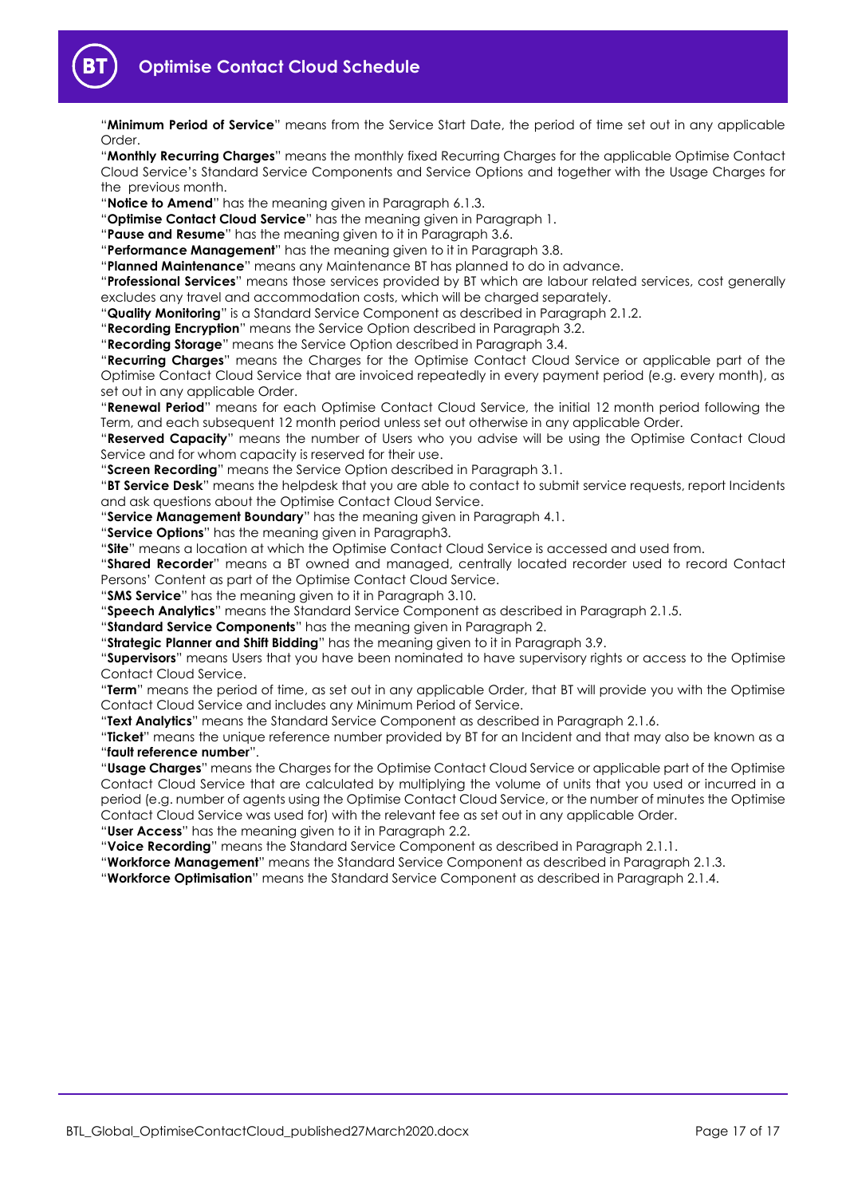"**Minimum Period of Service**" means from the Service Start Date, the period of time set out in any applicable Order.

"**Monthly Recurring Charges**" means the monthly fixed Recurring Charges for the applicable Optimise Contact Cloud Service's Standard Service Components and Service Options and together with the Usage Charges for the previous month.

"**Notice to Amend**" has the meaning given in Paragraph 6.1.3.

"**Optimise Contact Cloud Service**" has the meaning given in Paragraph 1.

"**Pause and Resume**" has the meaning given to it in Paragraph 3.6.

"**Performance Management**" has the meaning given to it in Paragraph 3.8.

"**Planned Maintenance**" means any Maintenance BT has planned to do in advance.

"**Professional Services**" means those services provided by BT which are labour related services, cost generally excludes any travel and accommodation costs, which will be charged separately.

"**Quality Monitoring**" is a Standard Service Component as described in Paragraph 2.1.2.

"**Recording Encryption**" means the Service Option described in Paragraph 3.2.

"**Recording Storage**" means the Service Option described in Paragraph 3.4.

"**Recurring Charges**" means the Charges for the Optimise Contact Cloud Service or applicable part of the Optimise Contact Cloud Service that are invoiced repeatedly in every payment period (e.g. every month), as set out in any applicable Order.

"**Renewal Period**" means for each Optimise Contact Cloud Service, the initial 12 month period following the Term, and each subsequent 12 month period unless set out otherwise in any applicable Order.

"**Reserved Capacity**" means the number of Users who you advise will be using the Optimise Contact Cloud Service and for whom capacity is reserved for their use.

"**Screen Recording**" means the Service Option described in Paragraph 3.1.

"**BT Service Desk**" means the helpdesk that you are able to contact to submit service requests, report Incidents and ask questions about the Optimise Contact Cloud Service.

"**Service Management Boundary**" has the meaning given in Paragraph 4.1.

"**Service Options**" has the meaning given in Paragraph3.

"**Site**" means a location at which the Optimise Contact Cloud Service is accessed and used from.

"**Shared Recorder**" means a BT owned and managed, centrally located recorder used to record Contact Persons' Content as part of the Optimise Contact Cloud Service.

"**SMS Service**" has the meaning given to it in Paragraph 3.10.

"**Speech Analytics**" means the Standard Service Component as described in Paragraph 2.1.5.

"**Standard Service Components**" has the meaning given in Paragraph 2.

"**Strategic Planner and Shift Bidding**" has the meaning given to it in Paragraph 3.9.

"**Supervisors**" means Users that you have been nominated to have supervisory rights or access to the Optimise Contact Cloud Service.

"**Term**" means the period of time, as set out in any applicable Order, that BT will provide you with the Optimise Contact Cloud Service and includes any Minimum Period of Service.

"**Text Analytics**" means the Standard Service Component as described in Paragraph 2.1.6.

"**Ticket**" means the unique reference number provided by BT for an Incident and that may also be known as a "**fault reference number**".

"**Usage Charges**" means the Charges for the Optimise Contact Cloud Service or applicable part of the Optimise Contact Cloud Service that are calculated by multiplying the volume of units that you used or incurred in a period (e.g. number of agents using the Optimise Contact Cloud Service, or the number of minutes the Optimise Contact Cloud Service was used for) with the relevant fee as set out in any applicable Order.

"**User Access**" has the meaning given to it in Paragraph 2.2.

"**Voice Recording**" means the Standard Service Component as described in Paragraph 2.1.1.

"**Workforce Management**" means the Standard Service Component as described in Paragraph 2.1.3.

"**Workforce Optimisation**" means the Standard Service Component as described in Paragraph 2.1.4.